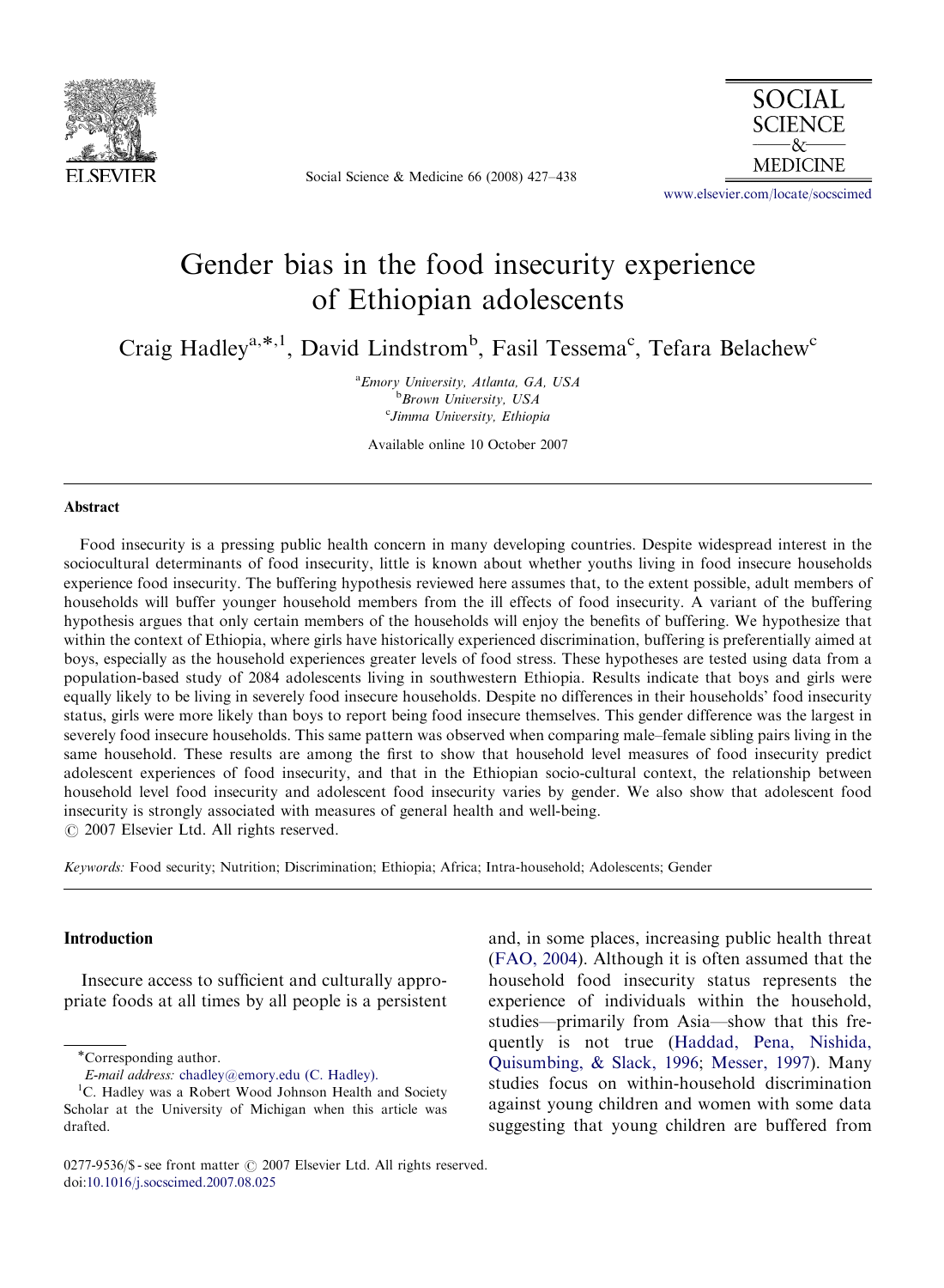# Gender bias in the food insecurity experience of Ethiopian adolescents

Craig Hadley[a,*,1], David Lindstrom[b], Fasil Tessema[c], Tefara Belachew[c]

[a]Emory University, Atlanta, GA, USA
[b]Brown University, USA
[c]Jimma University, Ethiopia

Available online 10 October 2007

## Abstract

Food insecurity is a pressing public health concern in many developing countries. Despite widespread interest in the sociocultural determinants of food insecurity, little is known about whether youths living in food insecure households experience food insecurity. The buffering hypothesis reviewed here assumes that, to the extent possible, adult members of households will buffer younger household members from the ill effects of food insecurity. A variant of the buffering hypothesis argues that only certain members of the households will enjoy the benefits of buffering. We hypothesize that within the context of Ethiopia, where girls have historically experienced discrimination, buffering is preferentially aimed at boys, especially as the household experiences greater levels of food stress. These hypotheses are tested using data from a population-based study of 2084 adolescents living in southwestern Ethiopia. Results indicate that boys and girls were equally likely to be living in severely food insecure households. Despite no differences in their households' food insecurity status, girls were more likely than boys to report being food insecure themselves. This gender difference was the largest in severely food insecure households. This same pattern was observed when comparing male–female sibling pairs living in the same household. These results are among the first to show that household level measures of food insecurity predict adolescent experiences of food insecurity, and that in the Ethiopian socio-cultural context, the relationship between household level food insecurity and adolescent food insecurity varies by gender. We also show that adolescent food insecurity is strongly associated with measures of general health and well-being.

© 2007 Elsevier Ltd. All rights reserved.

*Keywords:* Food security; Nutrition; Discrimination; Ethiopia; Africa; Intra-household; Adolescents; Gender

## Introduction

Insecure access to sufficient and culturally appropriate foods at all times by all people is a persistent and, in some places, increasing public health threat (FAO, 2004). Although it is often assumed that the household food insecurity status represents the experience of individuals within the household, studies—primarily from Asia—show that this frequently is not true (Haddad, Pena, Nishida, Quisumbing, & Slack, 1996; Messer, 1997). Many studies focus on within-household discrimination against young children and women with some data suggesting that young children are buffered from

*Corresponding author.
*E-mail address:* chadley@emory.edu (C. Hadley).
[1]C. Hadley was a Robert Wood Johnson Health and Society Scholar at the University of Michigan when this article was drafted.

0277-9536/$ - see front matter © 2007 Elsevier Ltd. All rights reserved.
doi:10.1016/j.socscimed.2007.08.025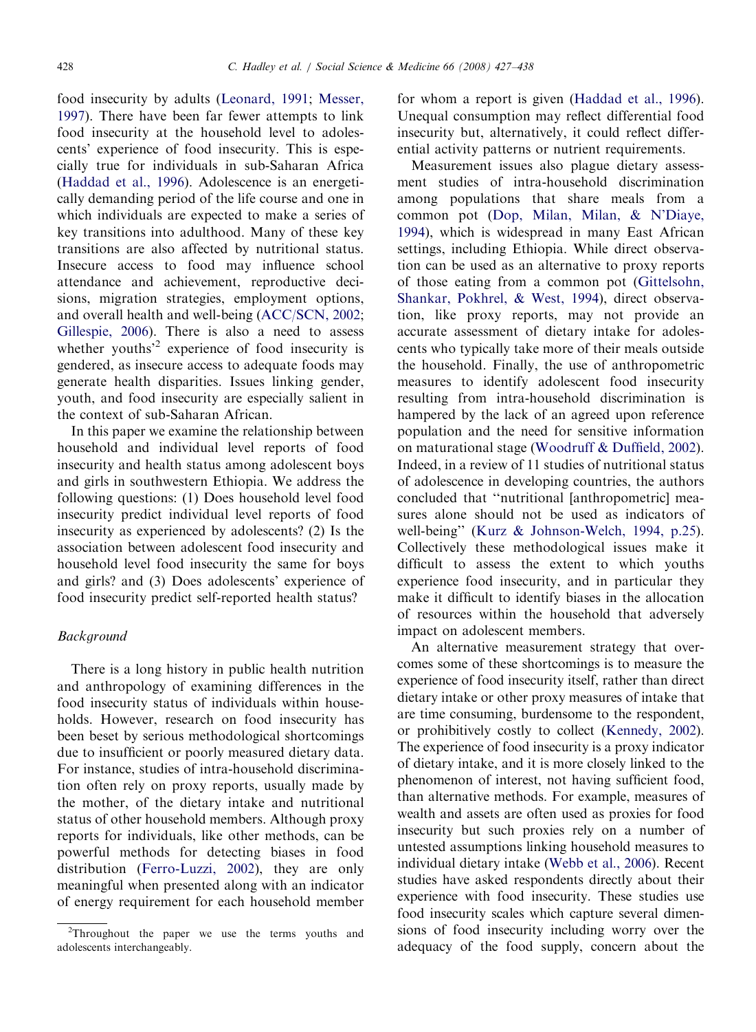food insecurity by adults (Leonard, 1991; Messer, 1997). There have been far fewer attempts to link food insecurity at the household level to adolescents' experience of food insecurity. This is especially true for individuals in sub-Saharan Africa (Haddad et al., 1996). Adolescence is an energetically demanding period of the life course and one in which individuals are expected to make a series of key transitions into adulthood. Many of these key transitions are also affected by nutritional status. Insecure access to food may influence school attendance and achievement, reproductive decisions, migration strategies, employment options, and overall health and well-being (ACC/SCN, 2002; Gillespie, 2006). There is also a need to assess whether youths'[2] experience of food insecurity is gendered, as insecure access to adequate foods may generate health disparities. Issues linking gender, youth, and food insecurity are especially salient in the context of sub-Saharan African.

In this paper we examine the relationship between household and individual level reports of food insecurity and health status among adolescent boys and girls in southwestern Ethiopia. We address the following questions: (1) Does household level food insecurity predict individual level reports of food insecurity as experienced by adolescents? (2) Is the association between adolescent food insecurity and household level food insecurity the same for boys and girls? and (3) Does adolescents' experience of food insecurity predict self-reported health status?

## *Background*

There is a long history in public health nutrition and anthropology of examining differences in the food insecurity status of individuals within households. However, research on food insecurity has been beset by serious methodological shortcomings due to insufficient or poorly measured dietary data. For instance, studies of intra-household discrimination often rely on proxy reports, usually made by the mother, of the dietary intake and nutritional status of other household members. Although proxy reports for individuals, like other methods, can be powerful methods for detecting biases in food distribution (Ferro-Luzzi, 2002), they are only meaningful when presented along with an indicator of energy requirement for each household member for whom a report is given (Haddad et al., 1996). Unequal consumption may reflect differential food insecurity but, alternatively, it could reflect differential activity patterns or nutrient requirements.

Measurement issues also plague dietary assessment studies of intra-household discrimination among populations that share meals from a common pot (Dop, Milan, Milan, & N'Diaye, 1994), which is widespread in many East African settings, including Ethiopia. While direct observation can be used as an alternative to proxy reports of those eating from a common pot (Gittelsohn, Shankar, Pokhrel, & West, 1994), direct observation, like proxy reports, may not provide an accurate assessment of dietary intake for adolescents who typically take more of their meals outside the household. Finally, the use of anthropometric measures to identify adolescent food insecurity resulting from intra-household discrimination is hampered by the lack of an agreed upon reference population and the need for sensitive information on maturational stage (Woodruff & Duffield, 2002). Indeed, in a review of 11 studies of nutritional status of adolescence in developing countries, the authors concluded that "nutritional [anthropometric] measures alone should not be used as indicators of well-being" (Kurz & Johnson-Welch, 1994, p.25). Collectively these methodological issues make it difficult to assess the extent to which youths experience food insecurity, and in particular they make it difficult to identify biases in the allocation of resources within the household that adversely impact on adolescent members.

An alternative measurement strategy that overcomes some of these shortcomings is to measure the experience of food insecurity itself, rather than direct dietary intake or other proxy measures of intake that are time consuming, burdensome to the respondent, or prohibitively costly to collect (Kennedy, 2002). The experience of food insecurity is a proxy indicator of dietary intake, and it is more closely linked to the phenomenon of interest, not having sufficient food, than alternative methods. For example, measures of wealth and assets are often used as proxies for food insecurity but such proxies rely on a number of untested assumptions linking household measures to individual dietary intake (Webb et al., 2006). Recent studies have asked respondents directly about their experience with food insecurity. These studies use food insecurity scales which capture several dimensions of food insecurity including worry over the adequacy of the food supply, concern about the

[2] Throughout the paper we use the terms youths and adolescents interchangeably.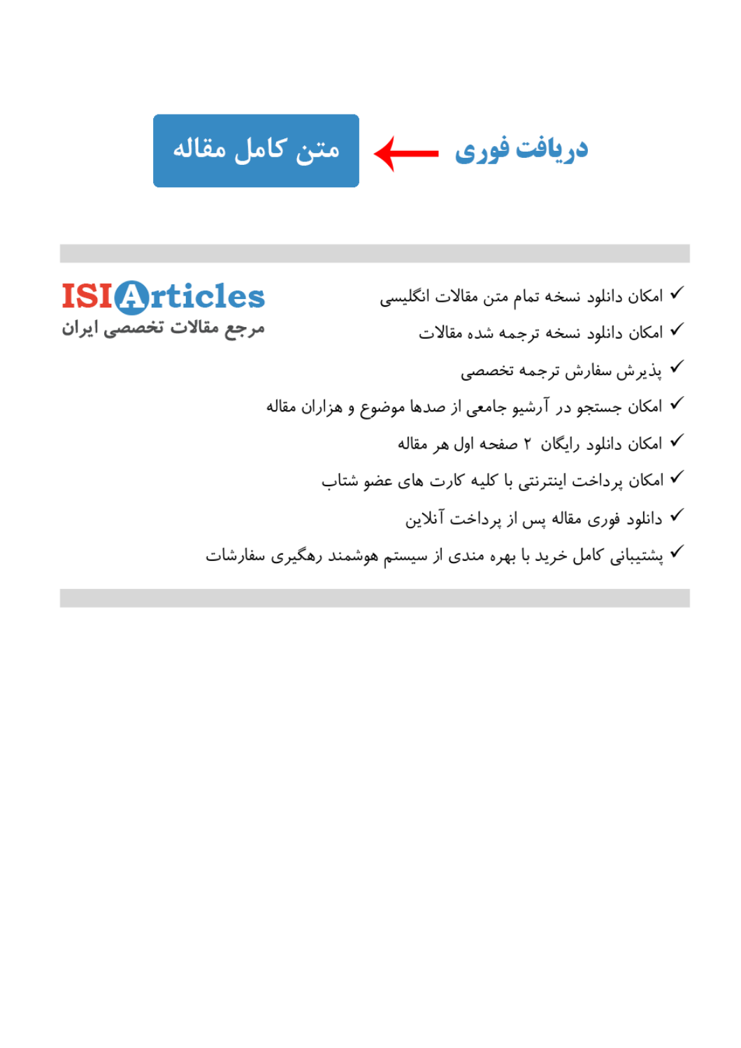**دریافت فوری** ← **متن کامل مقاله**

**ISIArticles**
مرجع مقالات تخصصی ایران

- ✓ امکان دانلود نسخه تمام متن مقالات انگلیسی
- ✓ امکان دانلود نسخه ترجمه شده مقالات
- ✓ پذیرش سفارش ترجمه تخصصی
- ✓ امکان جستجو در آرشیو جامعی از صدها موضوع و هزاران مقاله
- ✓ امکان دانلود رایگان ۲ صفحه اول هر مقاله
- ✓ امکان پرداخت اینترنتی با کلیه کارت های عضو شتاب
- ✓ دانلود فوری مقاله پس از پرداخت آنلاین
- ✓ پشتیبانی کامل خرید با بهره مندی از سیستم هوشمند رهگیری سفارشات